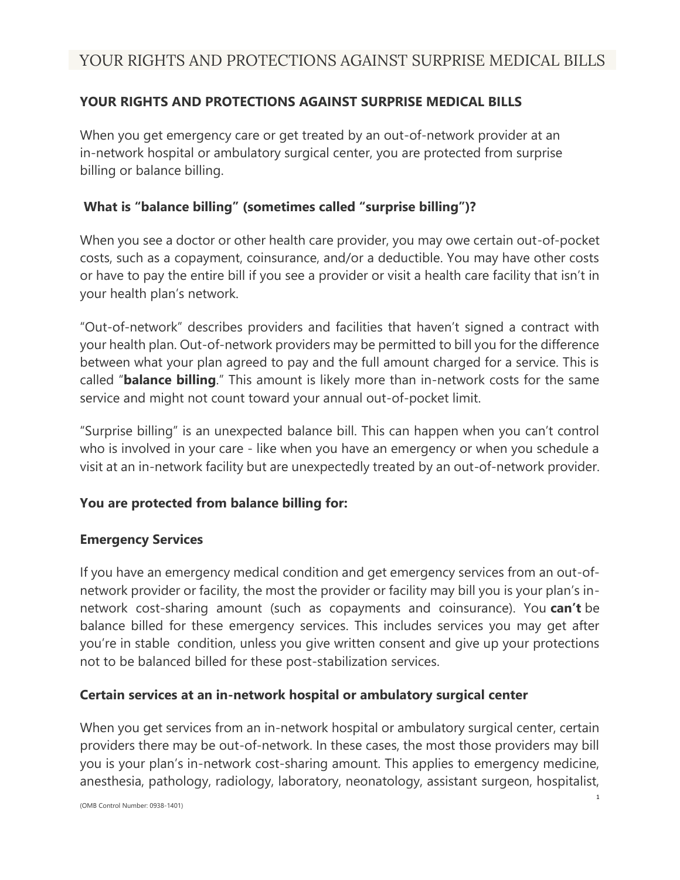# YOUR RIGHTS AND PROTECTIONS AGAINST SURPRISE MEDICAL BILLS

## YOUR RIGHTS AND PROTECTIONS AGAINST SURPRISE MEDICAL BILLS

When you get emergency care or get treated by an out-of-network provider at an in-network hospital or ambulatory surgical center, you are protected from surprise billing or balance billing.

### What is "balance billing" (sometimes called "surprise billing")?

When you see a doctor or other health care provider, you may owe certain out-of-pocket costs, such as a copayment, coinsurance, and/or a deductible. You may have other costs or have to pay the entire bill if you see a provider or visit a health care facility that isn't in your health plan's network.

"Out-of-network" describes providers and facilities that haven't signed a contract with your health plan. Out-of-network providers may be permitted to bill you for the difference between what your plan agreed to pay and the full amount charged for a service. This is called "**balance billing**." This amount is likely more than in-network costs for the same service and might not count toward your annual out-of-pocket limit.

"Surprise billing" is an unexpected balance bill. This can happen when you can't control who is involved in your care - like when you have an emergency or when you schedule a visit at an in-network facility but are unexpectedly treated by an out-of-network provider.

### You are protected from balance billing for:

### Emergency Services

If you have an emergency medical condition and get emergency services from an out-of-network provider or facility, the most the provider or facility may bill you is your plan's in-network cost-sharing amount (such as copayments and coinsurance). You **can't** be balance billed for these emergency services. This includes services you may get after you're in stable condition, unless you give written consent and give up your protections not to be balanced billed for these post-stabilization services.

### Certain services at an in-network hospital or ambulatory surgical center

When you get services from an in-network hospital or ambulatory surgical center, certain providers there may be out-of-network. In these cases, the most those providers may bill you is your plan's in-network cost-sharing amount. This applies to emergency medicine, anesthesia, pathology, radiology, laboratory, neonatology, assistant surgeon, hospitalist,

(OMB Control Number: 0938-1401)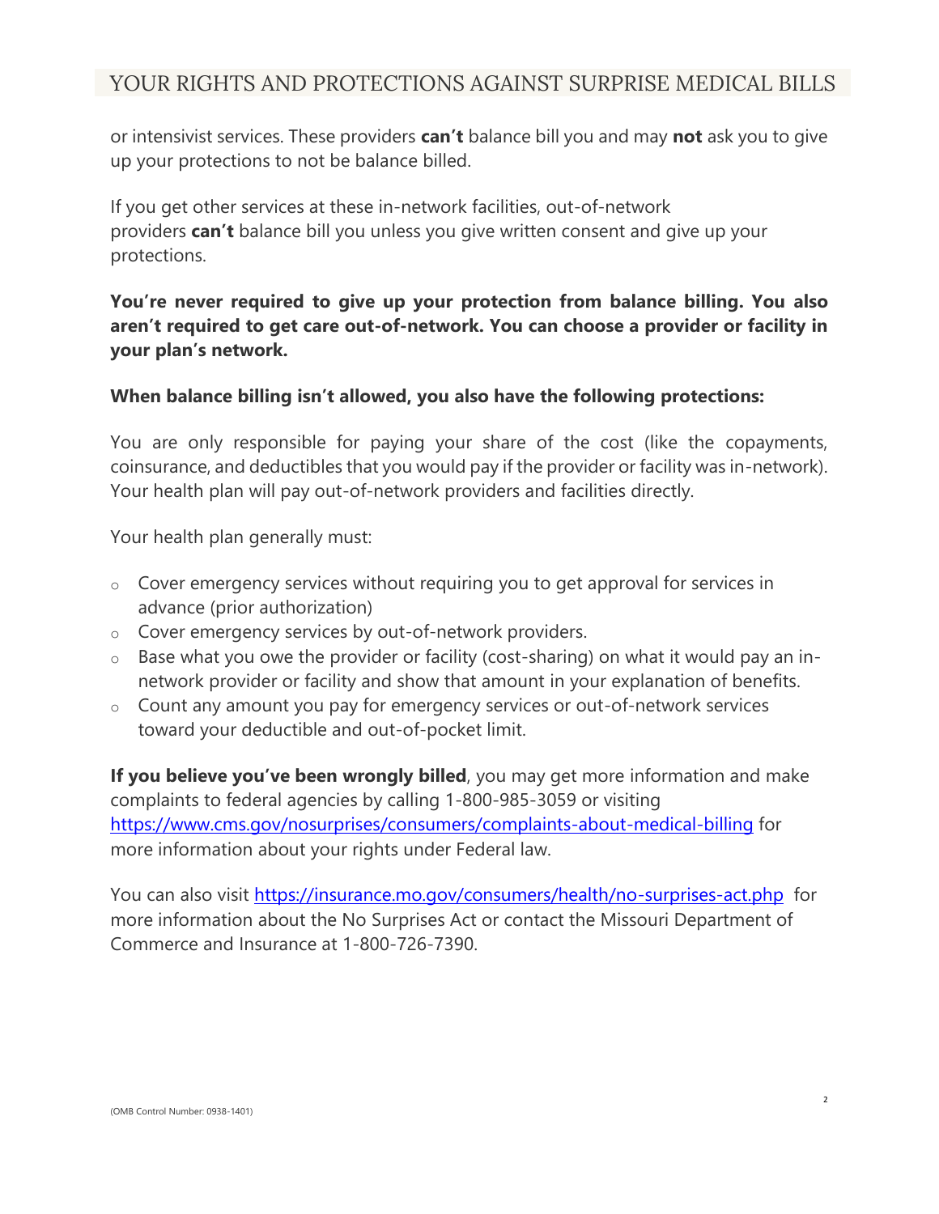or intensivist services. These providers **can't** balance bill you and may **not** ask you to give up your protections to not be balance billed.

If you get other services at these in-network facilities, out-of-network providers **can't** balance bill you unless you give written consent and give up your protections.

**You're never required to give up your protection from balance billing. You also aren't required to get care out-of-network. You can choose a provider or facility in your plan's network.**

**When balance billing isn't allowed, you also have the following protections:**

You are only responsible for paying your share of the cost (like the copayments, coinsurance, and deductibles that you would pay if the provider or facility was in-network). Your health plan will pay out-of-network providers and facilities directly.

Your health plan generally must:

- Cover emergency services without requiring you to get approval for services in advance (prior authorization)
- Cover emergency services by out-of-network providers.
- Base what you owe the provider or facility (cost-sharing) on what it would pay an in-network provider or facility and show that amount in your explanation of benefits.
- Count any amount you pay for emergency services or out-of-network services toward your deductible and out-of-pocket limit.

**If you believe you've been wrongly billed**, you may get more information and make complaints to federal agencies by calling 1-800-985-3059 or visiting https://www.cms.gov/nosurprises/consumers/complaints-about-medical-billing for more information about your rights under Federal law.

You can also visit https://insurance.mo.gov/consumers/health/no-surprises-act.php for more information about the No Surprises Act or contact the Missouri Department of Commerce and Insurance at 1-800-726-7390.

(OMB Control Number: 0938-1401)